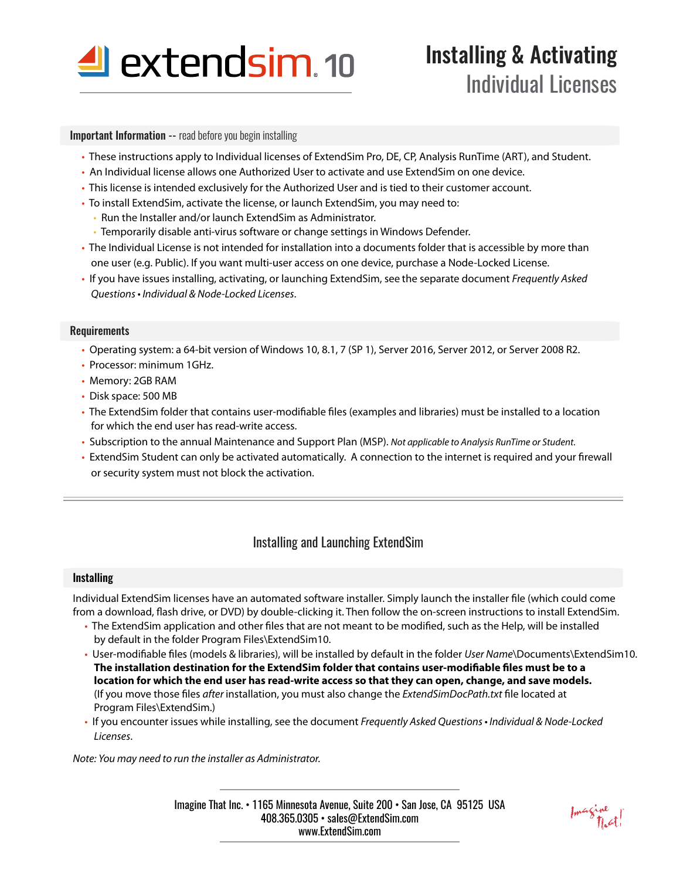# extendsim 10

# Installing & Activating Individual Licenses

## Important Information -- read before you begin installing

- These instructions apply to Individual licenses of ExtendSim Pro, DE, CP, Analysis RunTime (ART), and Student.
- An Individual license allows one Authorized User to activate and use ExtendSim on one device.
- This license is intended exclusively for the Authorized User and is tied to their customer account.
- To install ExtendSim, activate the license, or launch ExtendSim, you may need to:
  - Run the Installer and/or launch ExtendSim as Administrator.
  - Temporarily disable anti-virus software or change settings in Windows Defender.
- The Individual License is not intended for installation into a documents folder that is accessible by more than one user (e.g. Public). If you want multi-user access on one device, purchase a Node-Locked License.
- If you have issues installing, activating, or launching ExtendSim, see the separate document *Frequently Asked Questions • Individual & Node-Locked Licenses*.

## Requirements

- Operating system: a 64-bit version of Windows 10, 8.1, 7 (SP 1), Server 2016, Server 2012, or Server 2008 R2.
- Processor: minimum 1GHz.
- Memory: 2GB RAM
- Disk space: 500 MB
- The ExtendSim folder that contains user-modifiable files (examples and libraries) must be installed to a location for which the end user has read-write access.
- Subscription to the annual Maintenance and Support Plan (MSP). *Not applicable to Analysis RunTime or Student.*
- ExtendSim Student can only be activated automatically. A connection to the internet is required and your firewall or security system must not block the activation.

---

## Installing and Launching ExtendSim

### Installing

Individual ExtendSim licenses have an automated software installer. Simply launch the installer file (which could come from a download, flash drive, or DVD) by double-clicking it. Then follow the on-screen instructions to install ExtendSim.

- The ExtendSim application and other files that are not meant to be modified, such as the Help, will be installed by default in the folder Program Files\ExtendSim10.
- User-modifiable files (models & libraries), will be installed by default in the folder *User Name*\Documents\ExtendSim10. **The installation destination for the ExtendSim folder that contains user-modifiable files must be to a location for which the end user has read-write access so that they can open, change, and save models.** (If you move those files *after* installation, you must also change the *ExtendSimDocPath.txt* file located at Program Files\ExtendSim.)
- If you encounter issues while installing, see the document *Frequently Asked Questions • Individual & Node-Locked Licenses*.

*Note: You may need to run the installer as Administrator.*

Imagine That Inc. • 1165 Minnesota Avenue, Suite 200 • San Jose, CA 95125 USA
408.365.0305 • sales@ExtendSim.com
www.ExtendSim.com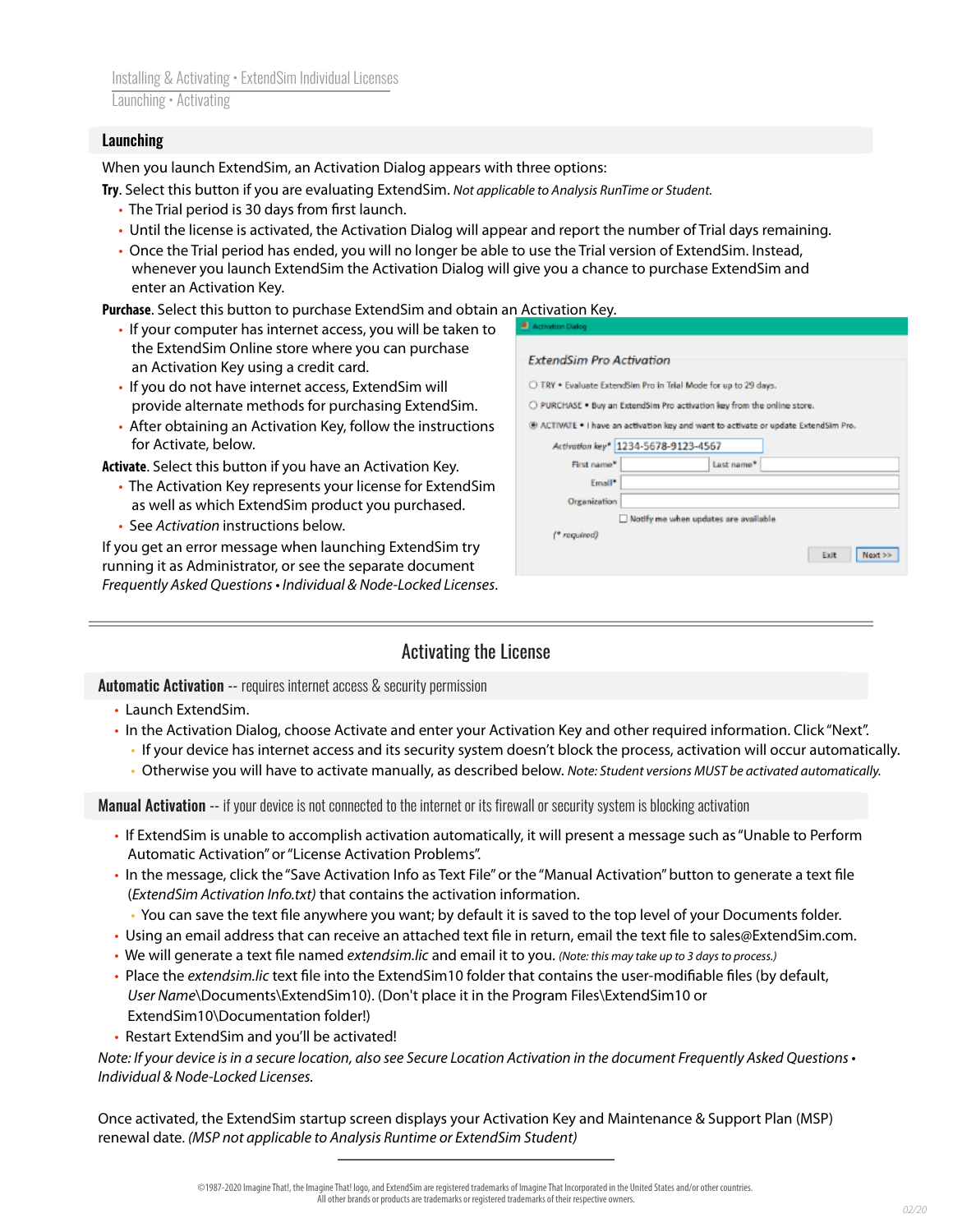Installing & Activating • ExtendSim Individual Licenses
Launching • Activating

## Launching

When you launch ExtendSim, an Activation Dialog appears with three options:

**Try**. Select this button if you are evaluating ExtendSim. *Not applicable to Analysis RunTime or Student.*

- The Trial period is 30 days from first launch.
- Until the license is activated, the Activation Dialog will appear and report the number of Trial days remaining.
- Once the Trial period has ended, you will no longer be able to use the Trial version of ExtendSim. Instead, whenever you launch ExtendSim the Activation Dialog will give you a chance to purchase ExtendSim and enter an Activation Key.

**Purchase**. Select this button to purchase ExtendSim and obtain an Activation Key.

- If your computer has internet access, you will be taken to the ExtendSim Online store where you can purchase an Activation Key using a credit card.
- If you do not have internet access, ExtendSim will provide alternate methods for purchasing ExtendSim.
- After obtaining an Activation Key, follow the instructions for Activate, below.

**Activate**. Select this button if you have an Activation Key.

- The Activation Key represents your license for ExtendSim as well as which ExtendSim product you purchased.
- See *Activation* instructions below.

If you get an error message when launching ExtendSim try running it as Administrator, or see the separate document *Frequently Asked Questions • Individual & Node-Locked Licenses*.

Activation Dialog

*ExtendSim Pro Activation*

TRY • Evaluate ExtendSim Pro in Trial Mode for up to 29 days.

PURCHASE • Buy an ExtendSim Pro activation key from the online store.

ACTIVATE • I have an activation key and want to activate or update ExtendSim Pro.

Activation key* 1234-5678-9123-4567

First name* Last name*

Email*

Organization

Notify me when updates are available

(* required)

Exit Next >>

## Activating the License

### Automatic Activation -- requires internet access & security permission

- Launch ExtendSim.
- In the Activation Dialog, choose Activate and enter your Activation Key and other required information. Click "Next".
  - If your device has internet access and its security system doesn't block the process, activation will occur automatically.
  - Otherwise you will have to activate manually, as described below. *Note: Student versions MUST be activated automatically.*

### Manual Activation -- if your device is not connected to the internet or its firewall or security system is blocking activation

- If ExtendSim is unable to accomplish activation automatically, it will present a message such as "Unable to Perform Automatic Activation" or "License Activation Problems".
- In the message, click the "Save Activation Info as Text File" or the "Manual Activation" button to generate a text file (*ExtendSim Activation Info.txt)* that contains the activation information.
  - You can save the text file anywhere you want; by default it is saved to the top level of your Documents folder.
- Using an email address that can receive an attached text file in return, email the text file to sales@ExtendSim.com.
- We will generate a text file named *extendsim.lic* and email it to you. *(Note: this may take up to 3 days to process.)*
- Place the *extendsim.lic* text file into the ExtendSim10 folder that contains the user-modifiable files (by default, *User Name*\Documents\ExtendSim10). (Don't place it in the Program Files\ExtendSim10 or ExtendSim10\Documentation folder!)
- Restart ExtendSim and you'll be activated!

*Note: If your device is in a secure location, also see Secure Location Activation in the document Frequently Asked Questions • Individual & Node-Locked Licenses.*

Once activated, the ExtendSim startup screen displays your Activation Key and Maintenance & Support Plan (MSP) renewal date. *(MSP not applicable to Analysis Runtime or ExtendSim Student)*

©1987-2020 Imagine That!, the Imagine That! logo, and ExtendSim are registered trademarks of Imagine That Incorporated in the United States and/or other countries.
All other brands or products are trademarks or registered trademarks of their respective owners.